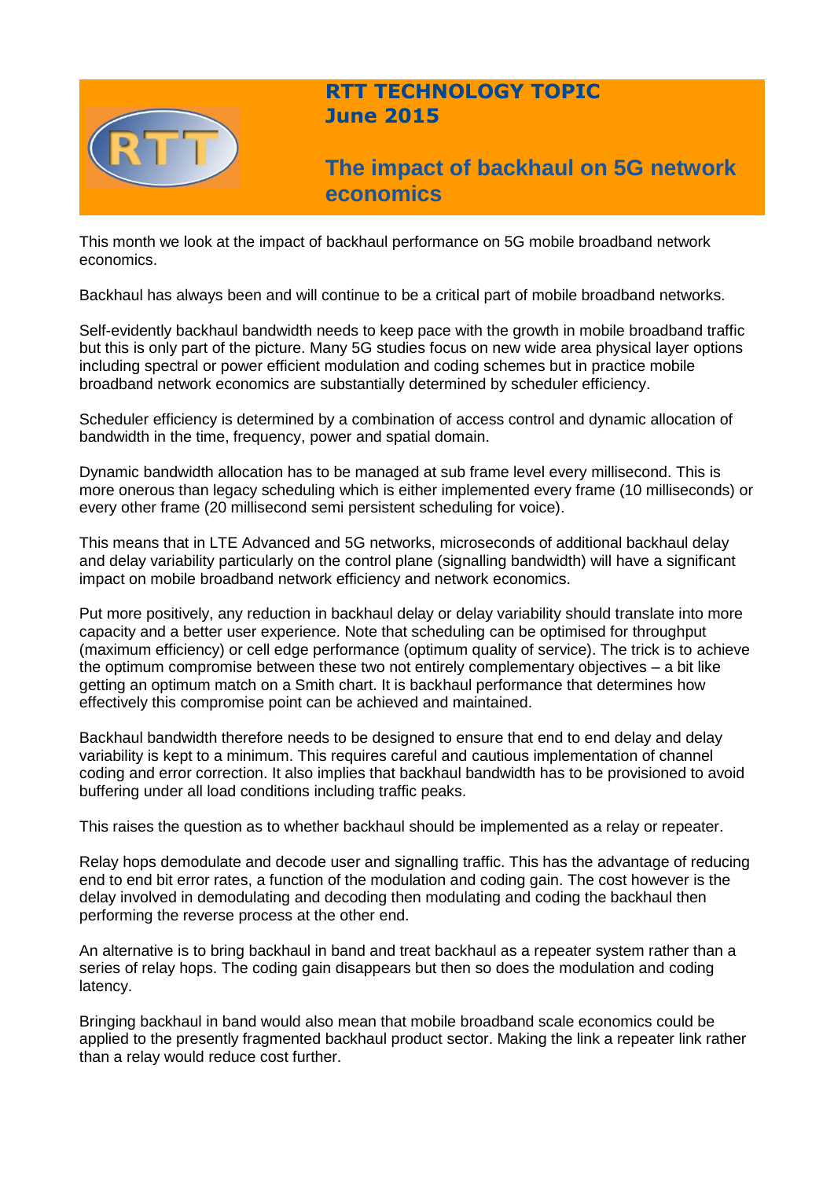# RTT TECHNOLOGY TOPIC
## June 2015

# The impact of backhaul on 5G network economics

This month we look at the impact of backhaul performance on 5G mobile broadband network economics.

Backhaul has always been and will continue to be a critical part of mobile broadband networks.

Self-evidently backhaul bandwidth needs to keep pace with the growth in mobile broadband traffic but this is only part of the picture. Many 5G studies focus on new wide area physical layer options including spectral or power efficient modulation and coding schemes but in practice mobile broadband network economics are substantially determined by scheduler efficiency.

Scheduler efficiency is determined by a combination of access control and dynamic allocation of bandwidth in the time, frequency, power and spatial domain.

Dynamic bandwidth allocation has to be managed at sub frame level every millisecond. This is more onerous than legacy scheduling which is either implemented every frame (10 milliseconds) or every other frame (20 millisecond semi persistent scheduling for voice).

This means that in LTE Advanced and 5G networks, microseconds of additional backhaul delay and delay variability particularly on the control plane (signalling bandwidth) will have a significant impact on mobile broadband network efficiency and network economics.

Put more positively, any reduction in backhaul delay or delay variability should translate into more capacity and a better user experience. Note that scheduling can be optimised for throughput (maximum efficiency) or cell edge performance (optimum quality of service). The trick is to achieve the optimum compromise between these two not entirely complementary objectives – a bit like getting an optimum match on a Smith chart. It is backhaul performance that determines how effectively this compromise point can be achieved and maintained.

Backhaul bandwidth therefore needs to be designed to ensure that end to end delay and delay variability is kept to a minimum. This requires careful and cautious implementation of channel coding and error correction. It also implies that backhaul bandwidth has to be provisioned to avoid buffering under all load conditions including traffic peaks.

This raises the question as to whether backhaul should be implemented as a relay or repeater.

Relay hops demodulate and decode user and signalling traffic. This has the advantage of reducing end to end bit error rates, a function of the modulation and coding gain. The cost however is the delay involved in demodulating and decoding then modulating and coding the backhaul then performing the reverse process at the other end.

An alternative is to bring backhaul in band and treat backhaul as a repeater system rather than a series of relay hops. The coding gain disappears but then so does the modulation and coding latency.

Bringing backhaul in band would also mean that mobile broadband scale economics could be applied to the presently fragmented backhaul product sector. Making the link a repeater link rather than a relay would reduce cost further.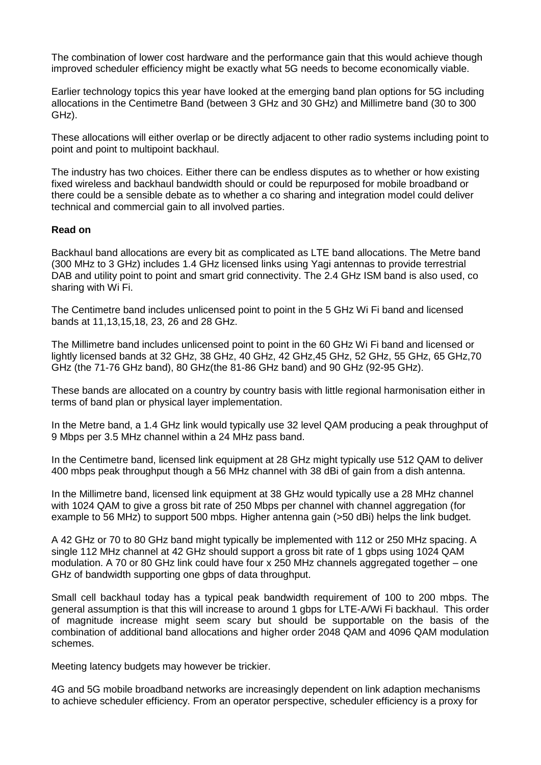The combination of lower cost hardware and the performance gain that this would achieve though improved scheduler efficiency might be exactly what 5G needs to become economically viable.

Earlier technology topics this year have looked at the emerging band plan options for 5G including allocations in the Centimetre Band (between 3 GHz and 30 GHz) and Millimetre band (30 to 300 GHz).

These allocations will either overlap or be directly adjacent to other radio systems including point to point and point to multipoint backhaul.

The industry has two choices. Either there can be endless disputes as to whether or how existing fixed wireless and backhaul bandwidth should or could be repurposed for mobile broadband or there could be a sensible debate as to whether a co sharing and integration model could deliver technical and commercial gain to all involved parties.

**Read on**

Backhaul band allocations are every bit as complicated as LTE band allocations. The Metre band (300 MHz to 3 GHz) includes 1.4 GHz licensed links using Yagi antennas to provide terrestrial DAB and utility point to point and smart grid connectivity. The 2.4 GHz ISM band is also used, co sharing with Wi Fi.

The Centimetre band includes unlicensed point to point in the 5 GHz Wi Fi band and licensed bands at 11,13,15,18, 23, 26 and 28 GHz.

The Millimetre band includes unlicensed point to point in the 60 GHz Wi Fi band and licensed or lightly licensed bands at 32 GHz, 38 GHz, 40 GHz, 42 GHz,45 GHz, 52 GHz, 55 GHz, 65 GHz,70 GHz (the 71-76 GHz band), 80 GHz(the 81-86 GHz band) and 90 GHz (92-95 GHz).

These bands are allocated on a country by country basis with little regional harmonisation either in terms of band plan or physical layer implementation.

In the Metre band, a 1.4 GHz link would typically use 32 level QAM producing a peak throughput of 9 Mbps per 3.5 MHz channel within a 24 MHz pass band.

In the Centimetre band, licensed link equipment at 28 GHz might typically use 512 QAM to deliver 400 mbps peak throughput though a 56 MHz channel with 38 dBi of gain from a dish antenna.

In the Millimetre band, licensed link equipment at 38 GHz would typically use a 28 MHz channel with 1024 QAM to give a gross bit rate of 250 Mbps per channel with channel aggregation (for example to 56 MHz) to support 500 mbps. Higher antenna gain (>50 dBi) helps the link budget.

A 42 GHz or 70 to 80 GHz band might typically be implemented with 112 or 250 MHz spacing. A single 112 MHz channel at 42 GHz should support a gross bit rate of 1 gbps using 1024 QAM modulation. A 70 or 80 GHz link could have four x 250 MHz channels aggregated together – one GHz of bandwidth supporting one gbps of data throughput.

Small cell backhaul today has a typical peak bandwidth requirement of 100 to 200 mbps. The general assumption is that this will increase to around 1 gbps for LTE-A/Wi Fi backhaul. This order of magnitude increase might seem scary but should be supportable on the basis of the combination of additional band allocations and higher order 2048 QAM and 4096 QAM modulation schemes.

Meeting latency budgets may however be trickier.

4G and 5G mobile broadband networks are increasingly dependent on link adaption mechanisms to achieve scheduler efficiency. From an operator perspective, scheduler efficiency is a proxy for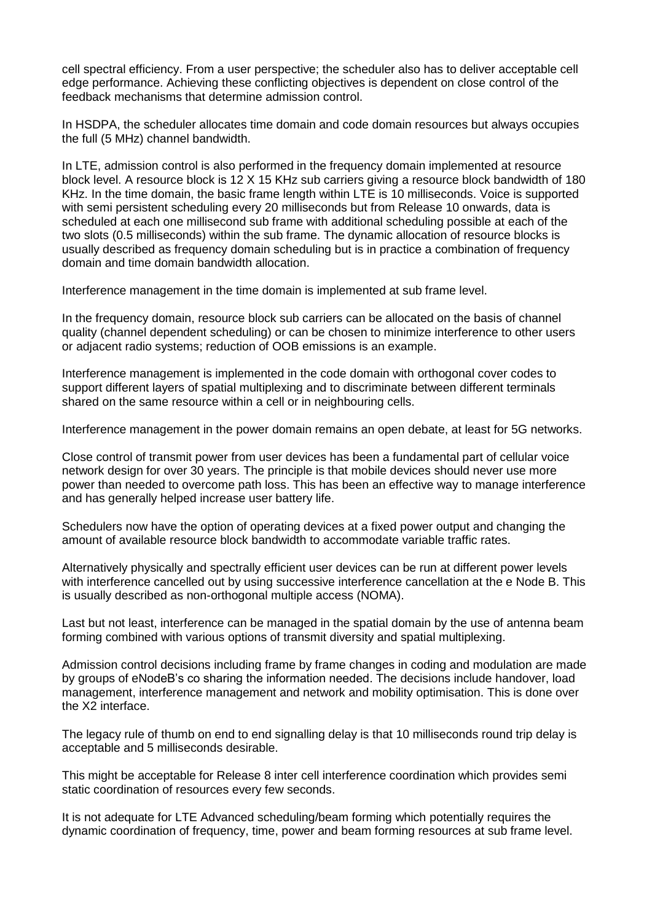cell spectral efficiency. From a user perspective; the scheduler also has to deliver acceptable cell edge performance. Achieving these conflicting objectives is dependent on close control of the feedback mechanisms that determine admission control.

In HSDPA, the scheduler allocates time domain and code domain resources but always occupies the full (5 MHz) channel bandwidth.

In LTE, admission control is also performed in the frequency domain implemented at resource block level. A resource block is 12 X 15 KHz sub carriers giving a resource block bandwidth of 180 KHz. In the time domain, the basic frame length within LTE is 10 milliseconds. Voice is supported with semi persistent scheduling every 20 milliseconds but from Release 10 onwards, data is scheduled at each one millisecond sub frame with additional scheduling possible at each of the two slots (0.5 milliseconds) within the sub frame. The dynamic allocation of resource blocks is usually described as frequency domain scheduling but is in practice a combination of frequency domain and time domain bandwidth allocation.

Interference management in the time domain is implemented at sub frame level.

In the frequency domain, resource block sub carriers can be allocated on the basis of channel quality (channel dependent scheduling) or can be chosen to minimize interference to other users or adjacent radio systems; reduction of OOB emissions is an example.

Interference management is implemented in the code domain with orthogonal cover codes to support different layers of spatial multiplexing and to discriminate between different terminals shared on the same resource within a cell or in neighbouring cells.

Interference management in the power domain remains an open debate, at least for 5G networks.

Close control of transmit power from user devices has been a fundamental part of cellular voice network design for over 30 years. The principle is that mobile devices should never use more power than needed to overcome path loss. This has been an effective way to manage interference and has generally helped increase user battery life.

Schedulers now have the option of operating devices at a fixed power output and changing the amount of available resource block bandwidth to accommodate variable traffic rates.

Alternatively physically and spectrally efficient user devices can be run at different power levels with interference cancelled out by using successive interference cancellation at the e Node B. This is usually described as non-orthogonal multiple access (NOMA).

Last but not least, interference can be managed in the spatial domain by the use of antenna beam forming combined with various options of transmit diversity and spatial multiplexing.

Admission control decisions including frame by frame changes in coding and modulation are made by groups of eNodeB's co sharing the information needed. The decisions include handover, load management, interference management and network and mobility optimisation. This is done over the X2 interface.

The legacy rule of thumb on end to end signalling delay is that 10 milliseconds round trip delay is acceptable and 5 milliseconds desirable.

This might be acceptable for Release 8 inter cell interference coordination which provides semi static coordination of resources every few seconds.

It is not adequate for LTE Advanced scheduling/beam forming which potentially requires the dynamic coordination of frequency, time, power and beam forming resources at sub frame level.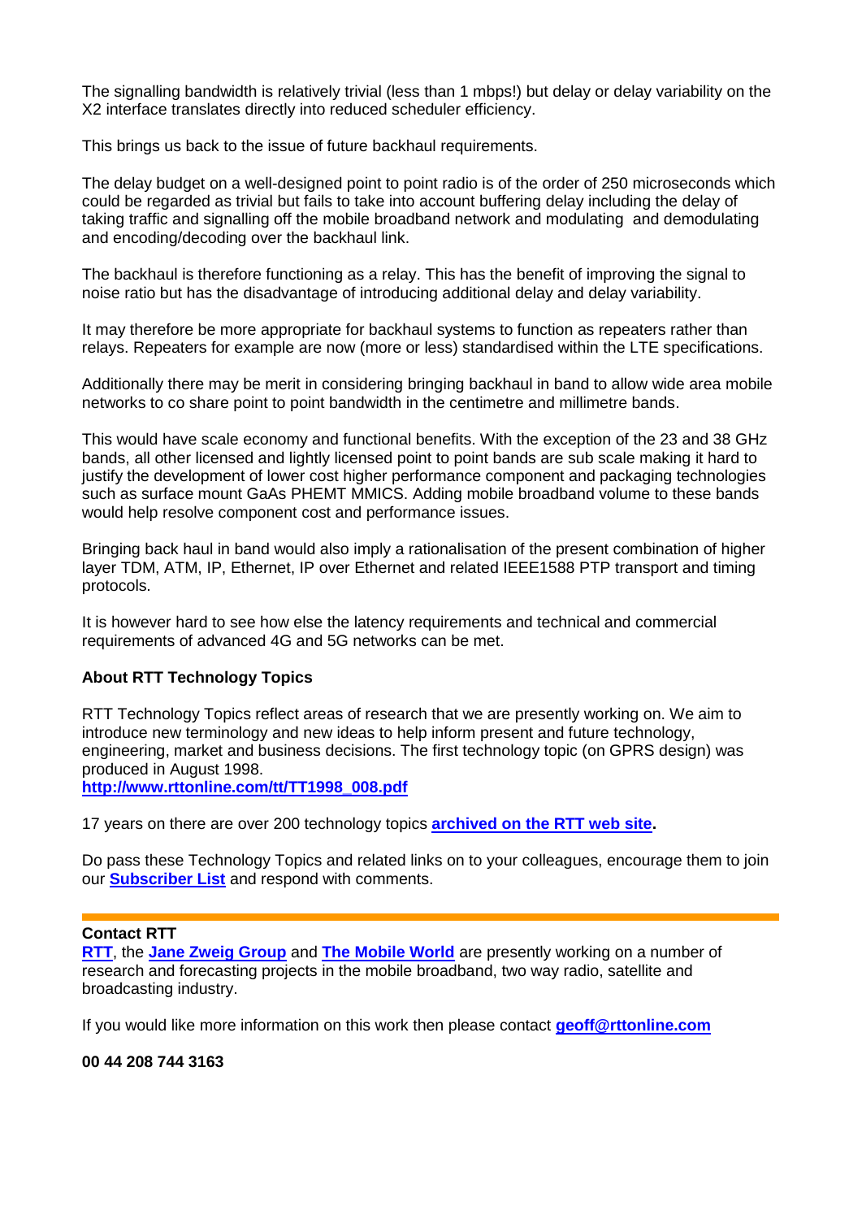The signalling bandwidth is relatively trivial (less than 1 mbps!) but delay or delay variability on the X2 interface translates directly into reduced scheduler efficiency.

This brings us back to the issue of future backhaul requirements.

The delay budget on a well-designed point to point radio is of the order of 250 microseconds which could be regarded as trivial but fails to take into account buffering delay including the delay of taking traffic and signalling off the mobile broadband network and modulating and demodulating and encoding/decoding over the backhaul link.

The backhaul is therefore functioning as a relay. This has the benefit of improving the signal to noise ratio but has the disadvantage of introducing additional delay and delay variability.

It may therefore be more appropriate for backhaul systems to function as repeaters rather than relays. Repeaters for example are now (more or less) standardised within the LTE specifications.

Additionally there may be merit in considering bringing backhaul in band to allow wide area mobile networks to co share point to point bandwidth in the centimetre and millimetre bands.

This would have scale economy and functional benefits. With the exception of the 23 and 38 GHz bands, all other licensed and lightly licensed point to point bands are sub scale making it hard to justify the development of lower cost higher performance component and packaging technologies such as surface mount GaAs PHEMT MMICS. Adding mobile broadband volume to these bands would help resolve component cost and performance issues.

Bringing back haul in band would also imply a rationalisation of the present combination of higher layer TDM, ATM, IP, Ethernet, IP over Ethernet and related IEEE1588 PTP transport and timing protocols.

It is however hard to see how else the latency requirements and technical and commercial requirements of advanced 4G and 5G networks can be met.

**About RTT Technology Topics**

RTT Technology Topics reflect areas of research that we are presently working on. We aim to introduce new terminology and new ideas to help inform present and future technology, engineering, market and business decisions. The first technology topic (on GPRS design) was produced in August 1998.
**http://www.rttonline.com/tt/TT1998_008.pdf**

17 years on there are over 200 technology topics **archived on the RTT web site.**

Do pass these Technology Topics and related links on to your colleagues, encourage them to join our **Subscriber List** and respond with comments.

---

**Contact RTT**
**RTT**, the **Jane Zweig Group** and **The Mobile World** are presently working on a number of research and forecasting projects in the mobile broadband, two way radio, satellite and broadcasting industry.

If you would like more information on this work then please contact **geoff@rttonline.com**

**00 44 208 744 3163**